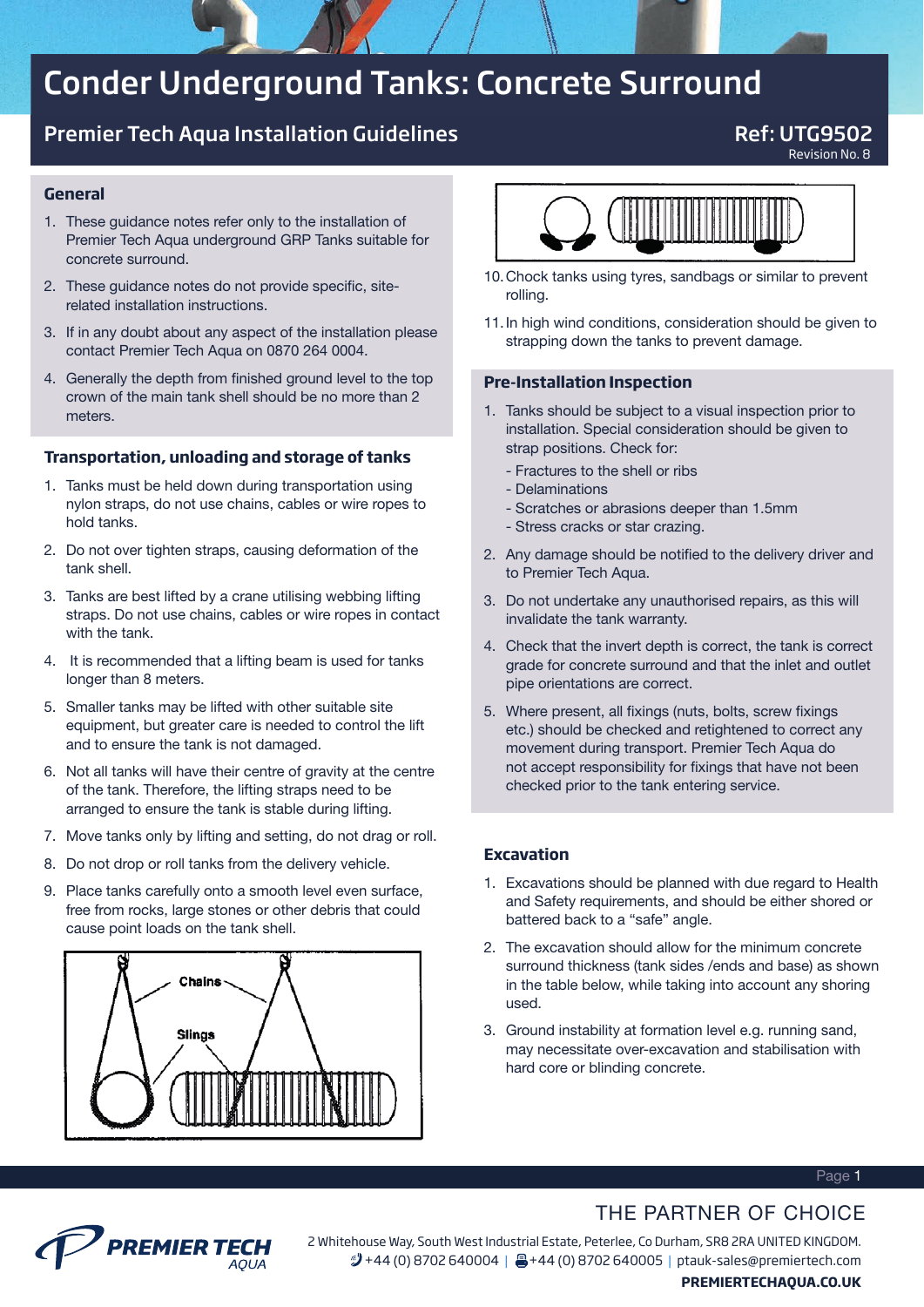# Conder Underground Tanks: Concrete Surround

## Premier Tech Aqua Installation Guidelines

**Ref: UTG9502**
Revision No. 8

### General

1. These guidance notes refer only to the installation of Premier Tech Aqua underground GRP Tanks suitable for concrete surround.
2. These guidance notes do not provide specific, site-related installation instructions.
3. If in any doubt about any aspect of the installation please contact Premier Tech Aqua on 0870 264 0004.
4. Generally the depth from finished ground level to the top crown of the main tank shell should be no more than 2 meters.

### Transportation, unloading and storage of tanks

1. Tanks must be held down during transportation using nylon straps, do not use chains, cables or wire ropes to hold tanks.
2. Do not over tighten straps, causing deformation of the tank shell.
3. Tanks are best lifted by a crane utilising webbing lifting straps. Do not use chains, cables or wire ropes in contact with the tank.
4. It is recommended that a lifting beam is used for tanks longer than 8 meters.
5. Smaller tanks may be lifted with other suitable site equipment, but greater care is needed to control the lift and to ensure the tank is not damaged.
6. Not all tanks will have their centre of gravity at the centre of the tank. Therefore, the lifting straps need to be arranged to ensure the tank is stable during lifting.
7. Move tanks only by lifting and setting, do not drag or roll.
8. Do not drop or roll tanks from the delivery vehicle.
9. Place tanks carefully onto a smooth level even surface, free from rocks, large stones or other debris that could cause point loads on the tank shell.
10. Chock tanks using tyres, sandbags or similar to prevent rolling.
11. In high wind conditions, consideration should be given to strapping down the tanks to prevent damage.

### Pre-Installation Inspection

1. Tanks should be subject to a visual inspection prior to installation. Special consideration should be given to strap positions. Check for:
   - Fractures to the shell or ribs
   - Delaminations
   - Scratches or abrasions deeper than 1.5mm
   - Stress cracks or star crazing.
2. Any damage should be notified to the delivery driver and to Premier Tech Aqua.
3. Do not undertake any unauthorised repairs, as this will invalidate the tank warranty.
4. Check that the invert depth is correct, the tank is correct grade for concrete surround and that the inlet and outlet pipe orientations are correct.
5. Where present, all fixings (nuts, bolts, screw fixings etc.) should be checked and retightened to correct any movement during transport. Premier Tech Aqua do not accept responsibility for fixings that have not been checked prior to the tank entering service.

### Excavation

1. Excavations should be planned with due regard to Health and Safety requirements, and should be either shored or battered back to a "safe" angle.
2. The excavation should allow for the minimum concrete surround thickness (tank sides /ends and base) as shown in the table below, while taking into account any shoring used.
3. Ground instability at formation level e.g. running sand, may necessitate over-excavation and stabilisation with hard core or blinding concrete.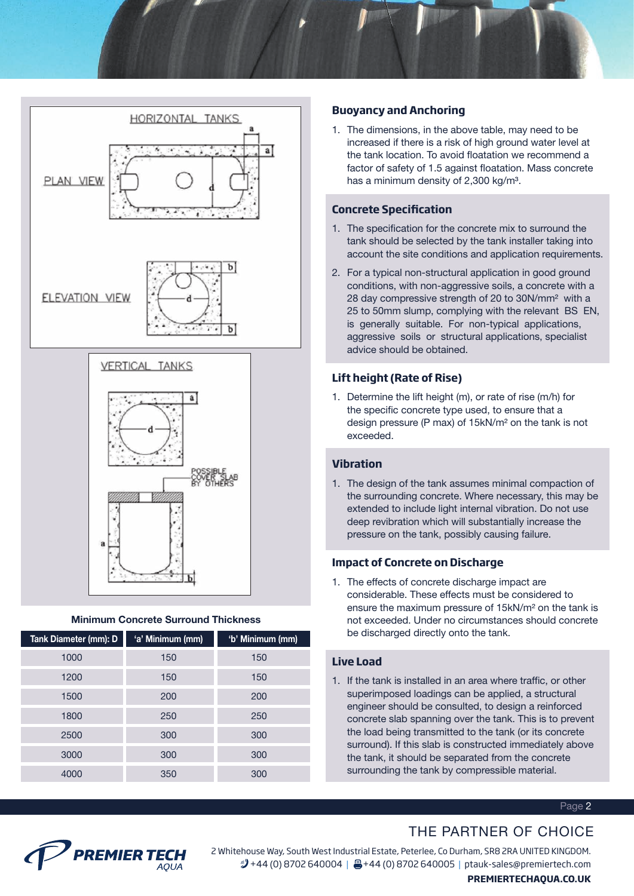HORIZONTAL TANKS

PLAN VIEW

ELEVATION VIEW

VERTICAL TANKS

POSSIBLE COVER SLAB BY OTHERS

**Minimum Concrete Surround Thickness**

| Tank Diameter (mm): D | 'a' Minimum (mm) | 'b' Minimum (mm) |
|---|---|---|
| 1000 | 150 | 150 |
| 1200 | 150 | 150 |
| 1500 | 200 | 200 |
| 1800 | 250 | 250 |
| 2500 | 300 | 300 |
| 3000 | 300 | 300 |
| 4000 | 350 | 300 |

## Buoyancy and Anchoring

1. The dimensions, in the above table, may need to be increased if there is a risk of high ground water level at the tank location. To avoid floatation we recommend a factor of safety of 1.5 against floatation. Mass concrete has a minimum density of 2,300 kg/m³.

## Concrete Specification

1. The specification for the concrete mix to surround the tank should be selected by the tank installer taking into account the site conditions and application requirements.
2. For a typical non-structural application in good ground conditions, with non-aggressive soils, a concrete with a 28 day compressive strength of 20 to 30N/mm² with a 25 to 50mm slump, complying with the relevant BS EN, is generally suitable. For non-typical applications, aggressive soils or structural applications, specialist advice should be obtained.

## Lift height (Rate of Rise)

1. Determine the lift height (m), or rate of rise (m/h) for the specific concrete type used, to ensure that a design pressure (P max) of 15kN/m² on the tank is not exceeded.

## Vibration

1. The design of the tank assumes minimal compaction of the surrounding concrete. Where necessary, this may be extended to include light internal vibration. Do not use deep revibration which will substantially increase the pressure on the tank, possibly causing failure.

## Impact of Concrete on Discharge

1. The effects of concrete discharge impact are considerable. These effects must be considered to ensure the maximum pressure of 15kN/m² on the tank is not exceeded. Under no circumstances should concrete be discharged directly onto the tank.

## Live Load

1. If the tank is installed in an area where traffic, or other superimposed loadings can be applied, a structural engineer should be consulted, to design a reinforced concrete slab spanning over the tank. This is to prevent the load being transmitted to the tank (or its concrete surround). If this slab is constructed immediately above the tank, it should be separated from the concrete surrounding the tank by compressible material.

THE PARTNER OF CHOICE

PREMIER TECH AQUA

2 Whitehouse Way, South West Industrial Estate, Peterlee, Co Durham, SR8 2RA UNITED KINGDOM.
+44 (0) 8702 640004 | +44 (0) 8702 640005 | ptauk-sales@premiertech.com
**PREMIERTECHAQUA.CO.UK**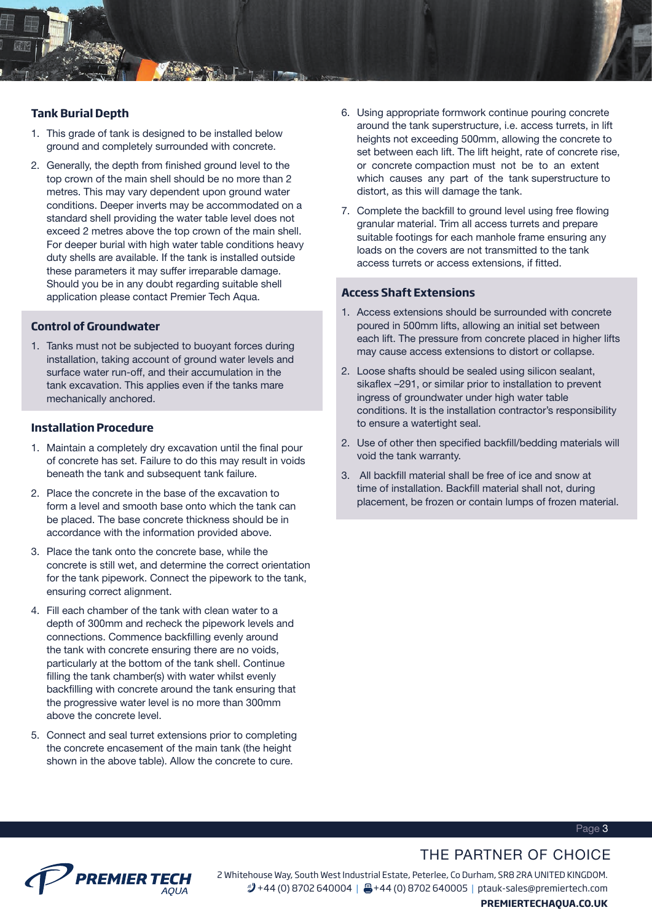## Tank Burial Depth

1. This grade of tank is designed to be installed below ground and completely surrounded with concrete.
2. Generally, the depth from finished ground level to the top crown of the main shell should be no more than 2 metres. This may vary dependent upon ground water conditions. Deeper inverts may be accommodated on a standard shell providing the water table level does not exceed 2 metres above the top crown of the main shell. For deeper burial with high water table conditions heavy duty shells are available. If the tank is installed outside these parameters it may suffer irreparable damage. Should you be in any doubt regarding suitable shell application please contact Premier Tech Aqua.

## Control of Groundwater

1. Tanks must not be subjected to buoyant forces during installation, taking account of ground water levels and surface water run-off, and their accumulation in the tank excavation. This applies even if the tanks mare mechanically anchored.

## Installation Procedure

1. Maintain a completely dry excavation until the final pour of concrete has set. Failure to do this may result in voids beneath the tank and subsequent tank failure.
2. Place the concrete in the base of the excavation to form a level and smooth base onto which the tank can be placed. The base concrete thickness should be in accordance with the information provided above.
3. Place the tank onto the concrete base, while the concrete is still wet, and determine the correct orientation for the tank pipework. Connect the pipework to the tank, ensuring correct alignment.
4. Fill each chamber of the tank with clean water to a depth of 300mm and recheck the pipework levels and connections. Commence backfilling evenly around the tank with concrete ensuring there are no voids, particularly at the bottom of the tank shell. Continue filling the tank chamber(s) with water whilst evenly backfilling with concrete around the tank ensuring that the progressive water level is no more than 300mm above the concrete level.
5. Connect and seal turret extensions prior to completing the concrete encasement of the main tank (the height shown in the above table). Allow the concrete to cure.
6. Using appropriate formwork continue pouring concrete around the tank superstructure, i.e. access turrets, in lift heights not exceeding 500mm, allowing the concrete to set between each lift. The lift height, rate of concrete rise, or concrete compaction must not be to an extent which causes any part of the tank superstructure to distort, as this will damage the tank.
7. Complete the backfill to ground level using free flowing granular material. Trim all access turrets and prepare suitable footings for each manhole frame ensuring any loads on the covers are not transmitted to the tank access turrets or access extensions, if fitted.

## Access Shaft Extensions

1. Access extensions should be surrounded with concrete poured in 500mm lifts, allowing an initial set between each lift. The pressure from concrete placed in higher lifts may cause access extensions to distort or collapse.
2. Loose shafts should be sealed using silicon sealant, sikaflex –291, or similar prior to installation to prevent ingress of groundwater under high water table conditions. It is the installation contractor's responsibility to ensure a watertight seal.
2. Use of other then specified backfill/bedding materials will void the tank warranty.
3. All backfill material shall be free of ice and snow at time of installation. Backfill material shall not, during placement, be frozen or contain lumps of frozen material.

THE PARTNER OF CHOICE

PREMIER TECH AQUA

2 Whitehouse Way, South West Industrial Estate, Peterlee, Co Durham, SR8 2RA UNITED KINGDOM.
+44 (0) 8702 640004 | +44 (0) 8702 640005 | ptauk-sales@premiertech.com
PREMIERTECHAQUA.CO.UK